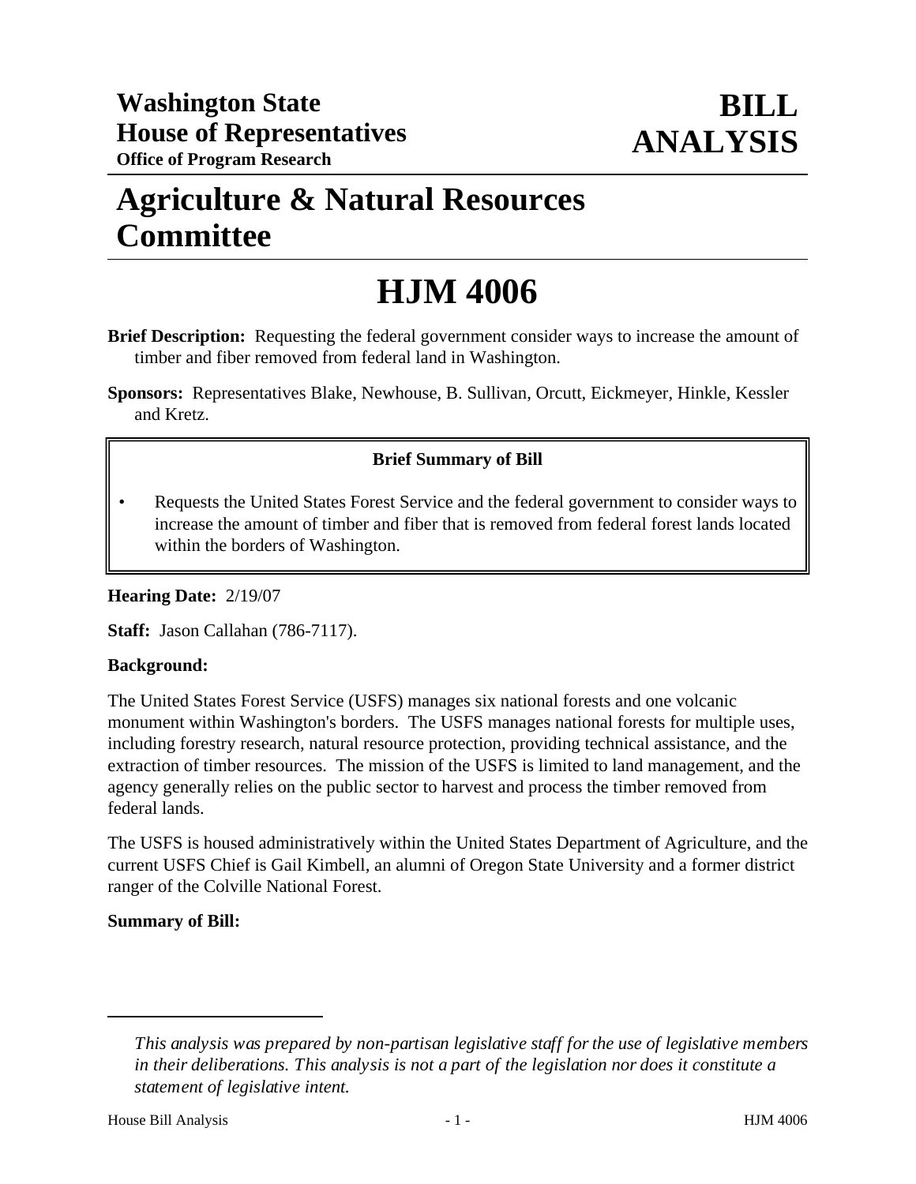# Washington State House of Representatives

**Office of Program Research**

# BILL ANALYSIS

# Agriculture & Natural Resources Committee

# HJM 4006

**Brief Description:** Requesting the federal government consider ways to increase the amount of timber and fiber removed from federal land in Washington.

**Sponsors:** Representatives Blake, Newhouse, B. Sullivan, Orcutt, Eickmeyer, Hinkle, Kessler and Kretz.

**Brief Summary of Bill**

- Requests the United States Forest Service and the federal government to consider ways to increase the amount of timber and fiber that is removed from federal forest lands located within the borders of Washington.

**Hearing Date:** 2/19/07

**Staff:** Jason Callahan (786-7117).

**Background:**

The United States Forest Service (USFS) manages six national forests and one volcanic monument within Washington's borders. The USFS manages national forests for multiple uses, including forestry research, natural resource protection, providing technical assistance, and the extraction of timber resources. The mission of the USFS is limited to land management, and the agency generally relies on the public sector to harvest and process the timber removed from federal lands.

The USFS is housed administratively within the United States Department of Agriculture, and the current USFS Chief is Gail Kimbell, an alumni of Oregon State University and a former district ranger of the Colville National Forest.

**Summary of Bill:**

---

*This analysis was prepared by non-partisan legislative staff for the use of legislative members in their deliberations. This analysis is not a part of the legislation nor does it constitute a statement of legislative intent.*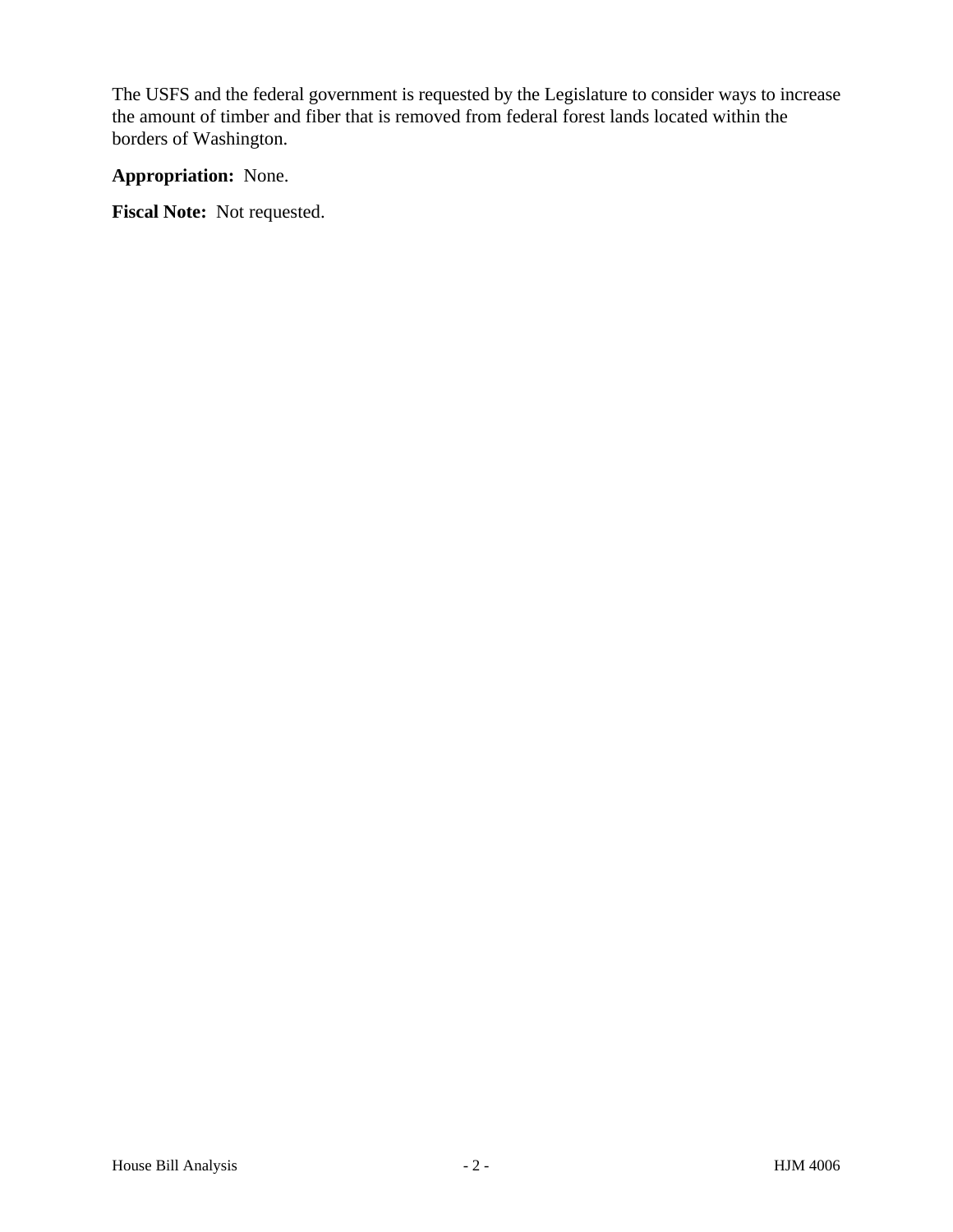The USFS and the federal government is requested by the Legislature to consider ways to increase the amount of timber and fiber that is removed from federal forest lands located within the borders of Washington.

**Appropriation:** None.

**Fiscal Note:** Not requested.